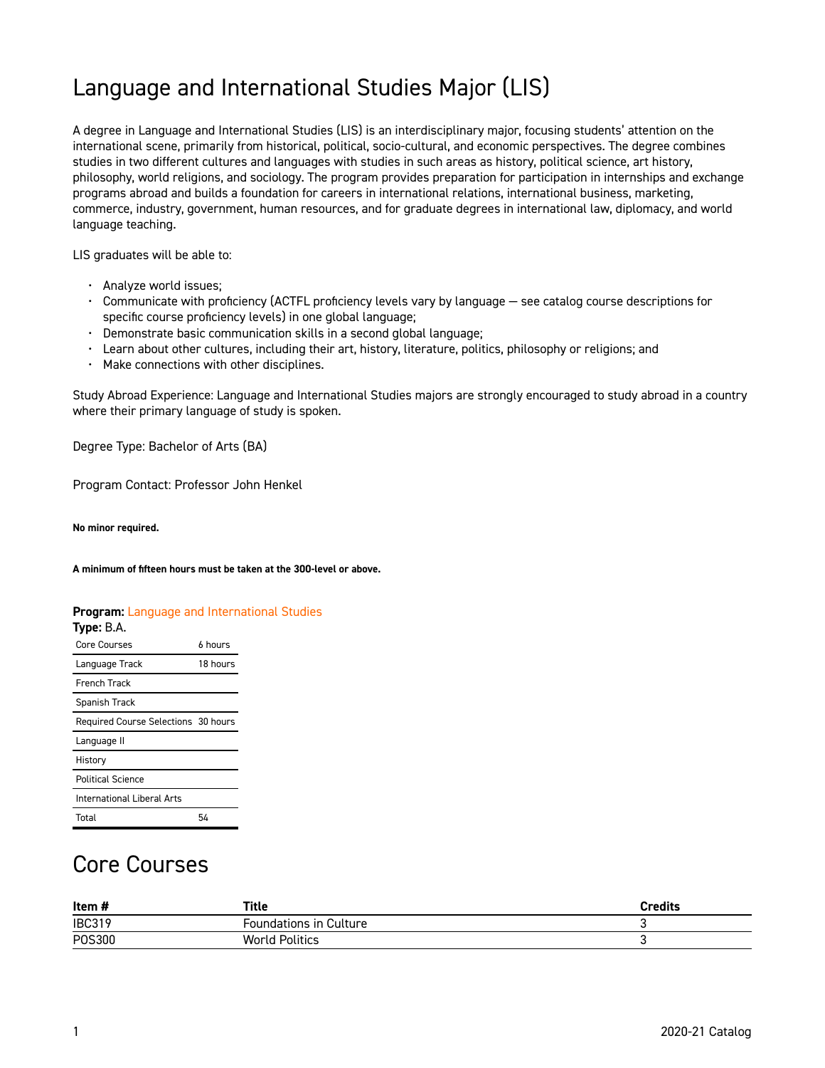# Language and International Studies Major (LIS)

A degree in Language and International Studies (LIS) is an interdisciplinary major, focusing students' attention on the international scene, primarily from historical, political, socio-cultural, and economic perspectives. The degree combines studies in two different cultures and languages with studies in such areas as history, political science, art history, philosophy, world religions, and sociology. The program provides preparation for participation in internships and exchange programs abroad and builds a foundation for careers in international relations, international business, marketing, commerce, industry, government, human resources, and for graduate degrees in international law, diplomacy, and world language teaching.

LIS graduates will be able to:

- Analyze world issues;
- Communicate with proficiency (ACTFL proficiency levels vary by language — see catalog course descriptions for specific course proficiency levels) in one global language;
- Demonstrate basic communication skills in a second global language;
- Learn about other cultures, including their art, history, literature, politics, philosophy or religions; and
- Make connections with other disciplines.

Study Abroad Experience: Language and International Studies majors are strongly encouraged to study abroad in a country where their primary language of study is spoken.

Degree Type: Bachelor of Arts (BA)

Program Contact: Professor John Henkel

**No minor required.**

**A minimum of fifteen hours must be taken at the 300-level or above.**

**Program:** Language and International Studies
**Type:** B.A.

| | |
|---|---|
| Core Courses | 6 hours |
| Language Track | 18 hours |
| French Track | |
| Spanish Track | |
| Required Course Selections | 30 hours |
| Language II | |
| History | |
| Political Science | |
| International Liberal Arts | |
| Total | 54 |

## Core Courses

| Item # | Title | Credits |
|---|---|---|
| IBC319 | Foundations in Culture | 3 |
| POS300 | World Politics | 3 |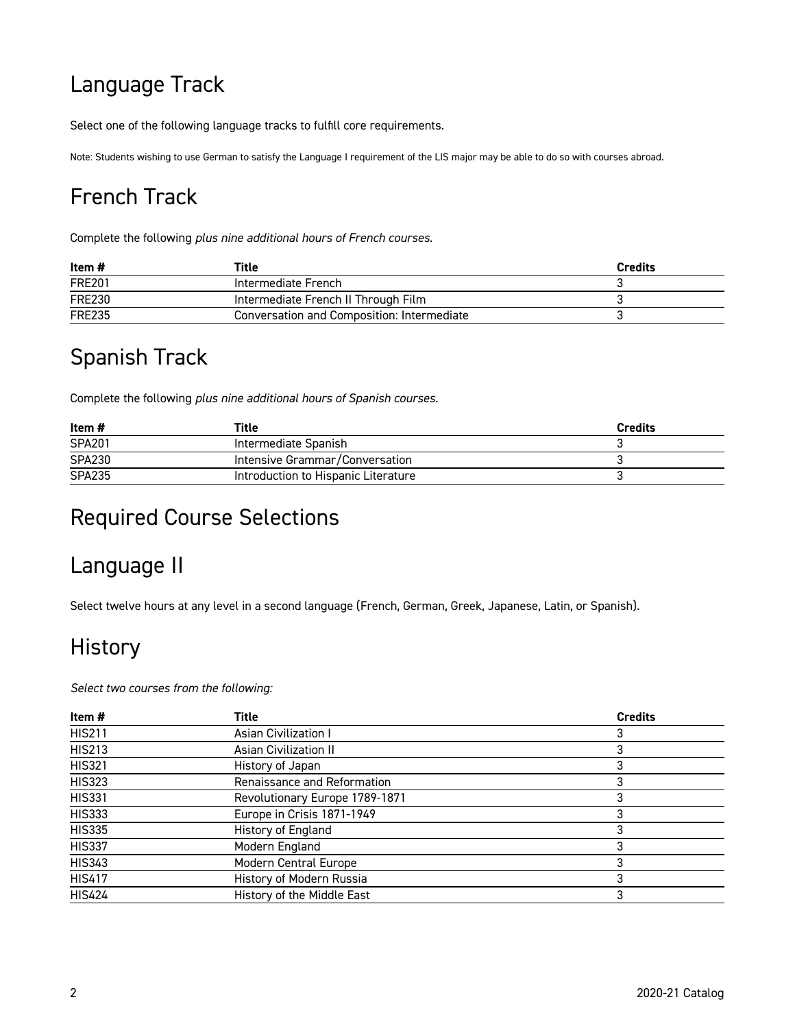## Language Track

Select one of the following language tracks to fulfill core requirements.

Note: Students wishing to use German to satisfy the Language I requirement of the LIS major may be able to do so with courses abroad.

## French Track

Complete the following *plus nine additional hours of French courses.*

| Item # | Title | Credits |
|---|---|---|
| FRE201 | Intermediate French | 3 |
| FRE230 | Intermediate French II Through Film | 3 |
| FRE235 | Conversation and Composition: Intermediate | 3 |

## Spanish Track

Complete the following *plus nine additional hours of Spanish courses.*

| Item # | Title | Credits |
|---|---|---|
| SPA201 | Intermediate Spanish | 3 |
| SPA230 | Intensive Grammar/Conversation | 3 |
| SPA235 | Introduction to Hispanic Literature | 3 |

## Required Course Selections

## Language II

Select twelve hours at any level in a second language (French, German, Greek, Japanese, Latin, or Spanish).

## History

*Select two courses from the following:*

| Item # | Title | Credits |
|---|---|---|
| HIS211 | Asian Civilization I | 3 |
| HIS213 | Asian Civilization II | 3 |
| HIS321 | History of Japan | 3 |
| HIS323 | Renaissance and Reformation | 3 |
| HIS331 | Revolutionary Europe 1789-1871 | 3 |
| HIS333 | Europe in Crisis 1871-1949 | 3 |
| HIS335 | History of England | 3 |
| HIS337 | Modern England | 3 |
| HIS343 | Modern Central Europe | 3 |
| HIS417 | History of Modern Russia | 3 |
| HIS424 | History of the Middle East | 3 |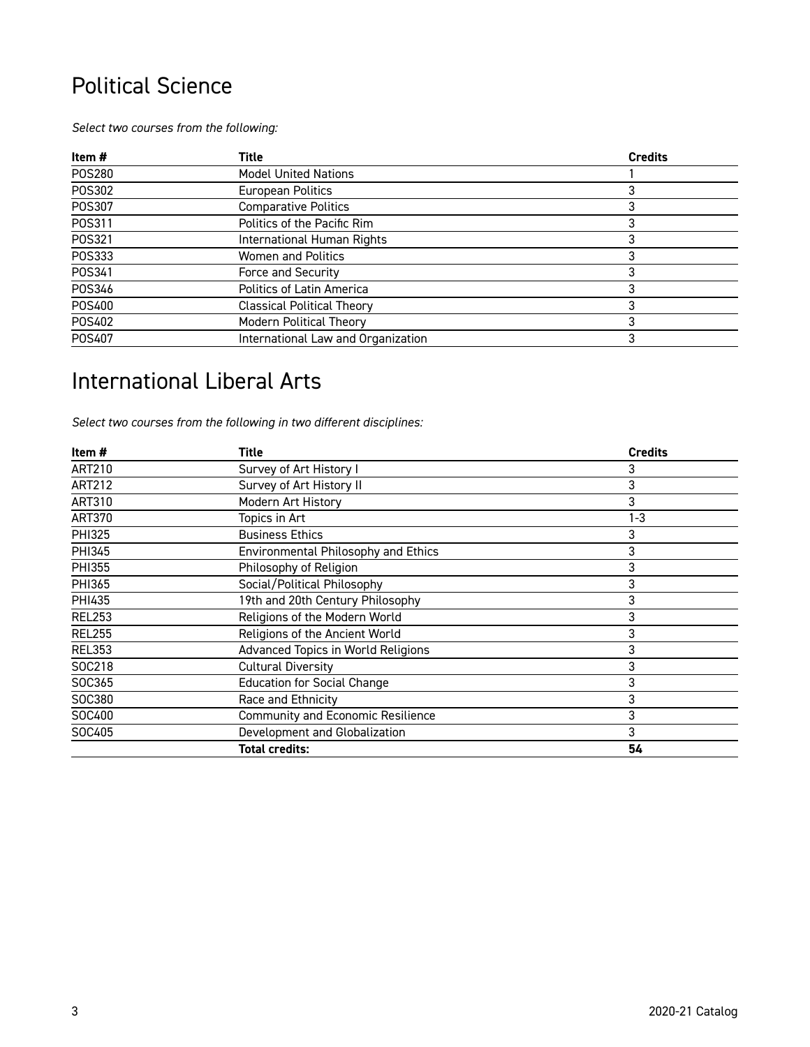## Political Science

*Select two courses from the following:*

| Item # | Title | Credits |
|---|---|---|
| POS280 | Model United Nations | 1 |
| POS302 | European Politics | 3 |
| POS307 | Comparative Politics | 3 |
| POS311 | Politics of the Pacific Rim | 3 |
| POS321 | International Human Rights | 3 |
| POS333 | Women and Politics | 3 |
| POS341 | Force and Security | 3 |
| POS346 | Politics of Latin America | 3 |
| POS400 | Classical Political Theory | 3 |
| POS402 | Modern Political Theory | 3 |
| POS407 | International Law and Organization | 3 |

## International Liberal Arts

*Select two courses from the following in two different disciplines:*

| Item # | Title | Credits |
|---|---|---|
| ART210 | Survey of Art History I | 3 |
| ART212 | Survey of Art History II | 3 |
| ART310 | Modern Art History | 3 |
| ART370 | Topics in Art | 1-3 |
| PHI325 | Business Ethics | 3 |
| PHI345 | Environmental Philosophy and Ethics | 3 |
| PHI355 | Philosophy of Religion | 3 |
| PHI365 | Social/Political Philosophy | 3 |
| PHI435 | 19th and 20th Century Philosophy | 3 |
| REL253 | Religions of the Modern World | 3 |
| REL255 | Religions of the Ancient World | 3 |
| REL353 | Advanced Topics in World Religions | 3 |
| SOC218 | Cultural Diversity | 3 |
| SOC365 | Education for Social Change | 3 |
| SOC380 | Race and Ethnicity | 3 |
| SOC400 | Community and Economic Resilience | 3 |
| SOC405 | Development and Globalization | 3 |
| | **Total credits:** | **54** |